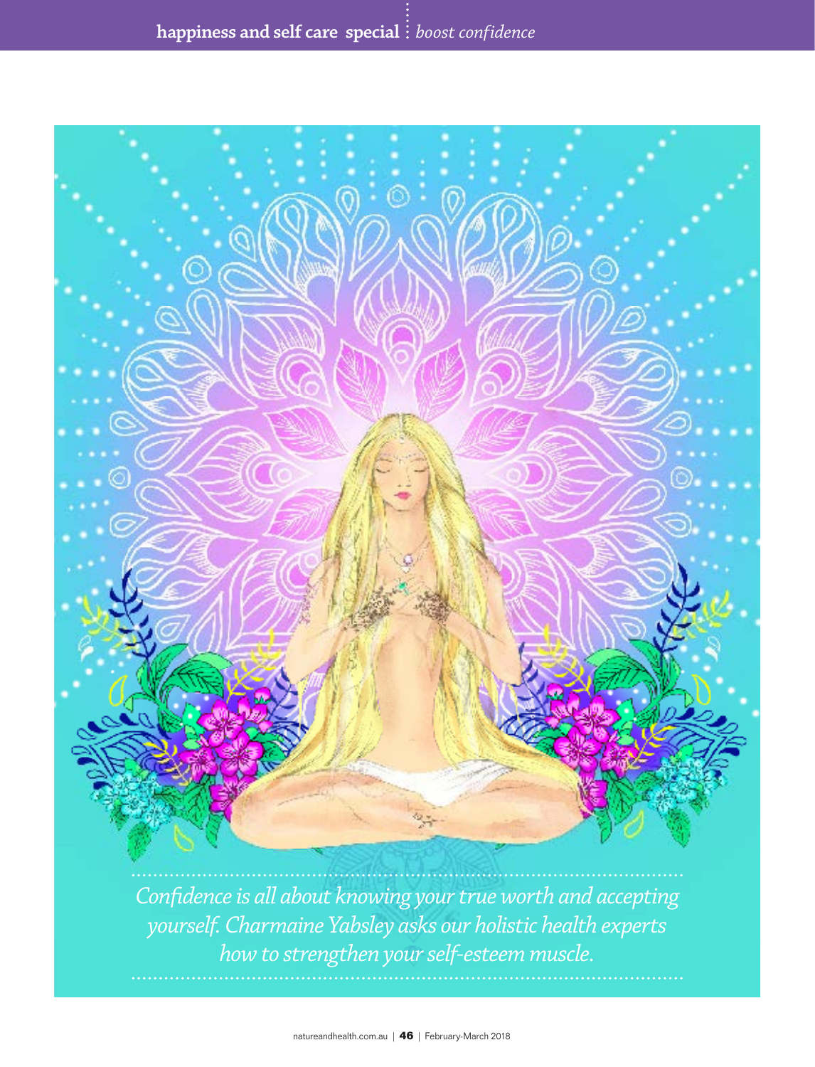*Confidence is all about knowing your true worth and accepting yourself. Charmaine Yabsley asks our holistic health experts how to strengthen your self-esteem muscle.*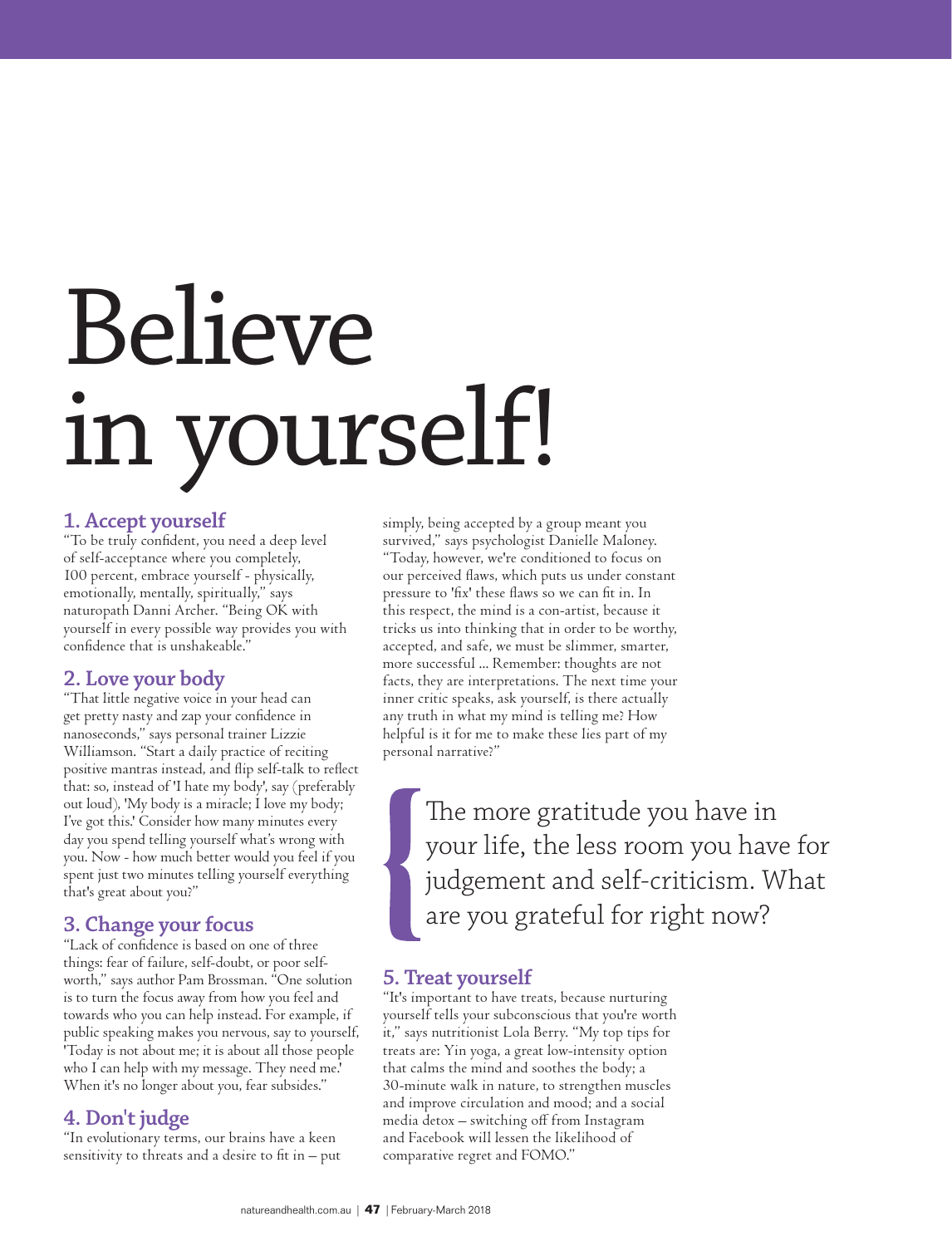# Believe in yourself!

## 1. Accept yourself

"To be truly confident, you need a deep level of self-acceptance where you completely, 100 percent, embrace yourself - physically, emotionally, mentally, spiritually," says naturopath Danni Archer. "Being OK with yourself in every possible way provides you with confidence that is unshakeable."

## 2. Love your body

"That little negative voice in your head can get pretty nasty and zap your confidence in nanoseconds," says personal trainer Lizzie Williamson. "Start a daily practice of reciting positive mantras instead, and flip self-talk to reflect that: so, instead of 'I hate my body', say (preferably out loud), 'My body is a miracle; I love my body; I've got this.' Consider how many minutes every day you spend telling yourself what's wrong with you. Now - how much better would you feel if you spent just two minutes telling yourself everything that's great about you?"

## 3. Change your focus

"Lack of confidence is based on one of three things: fear of failure, self-doubt, or poor self-worth," says author Pam Brossman. "One solution is to turn the focus away from how you feel and towards who you can help instead. For example, if public speaking makes you nervous, say to yourself, 'Today is not about me; it is about all those people who I can help with my message. They need me.' When it's no longer about you, fear subsides."

## 4. Don't judge

"In evolutionary terms, our brains have a keen sensitivity to threats and a desire to fit in – put simply, being accepted by a group meant you survived," says psychologist Danielle Maloney. "Today, however, we're conditioned to focus on our perceived flaws, which puts us under constant pressure to 'fix' these flaws so we can fit in. In this respect, the mind is a con-artist, because it tricks us into thinking that in order to be worthy, accepted, and safe, we must be slimmer, smarter, more successful ... Remember: thoughts are not facts, they are interpretations. The next time your inner critic speaks, ask yourself, is there actually any truth in what my mind is telling me? How helpful is it for me to make these lies part of my personal narrative?"

> The more gratitude you have in your life, the less room you have for judgement and self-criticism. What are you grateful for right now?

## 5. Treat yourself

"It's important to have treats, because nurturing yourself tells your subconscious that you're worth it," says nutritionist Lola Berry. "My top tips for treats are: Yin yoga, a great low-intensity option that calms the mind and soothes the body; a 30-minute walk in nature, to strengthen muscles and improve circulation and mood; and a social media detox – switching off from Instagram and Facebook will lessen the likelihood of comparative regret and FOMO."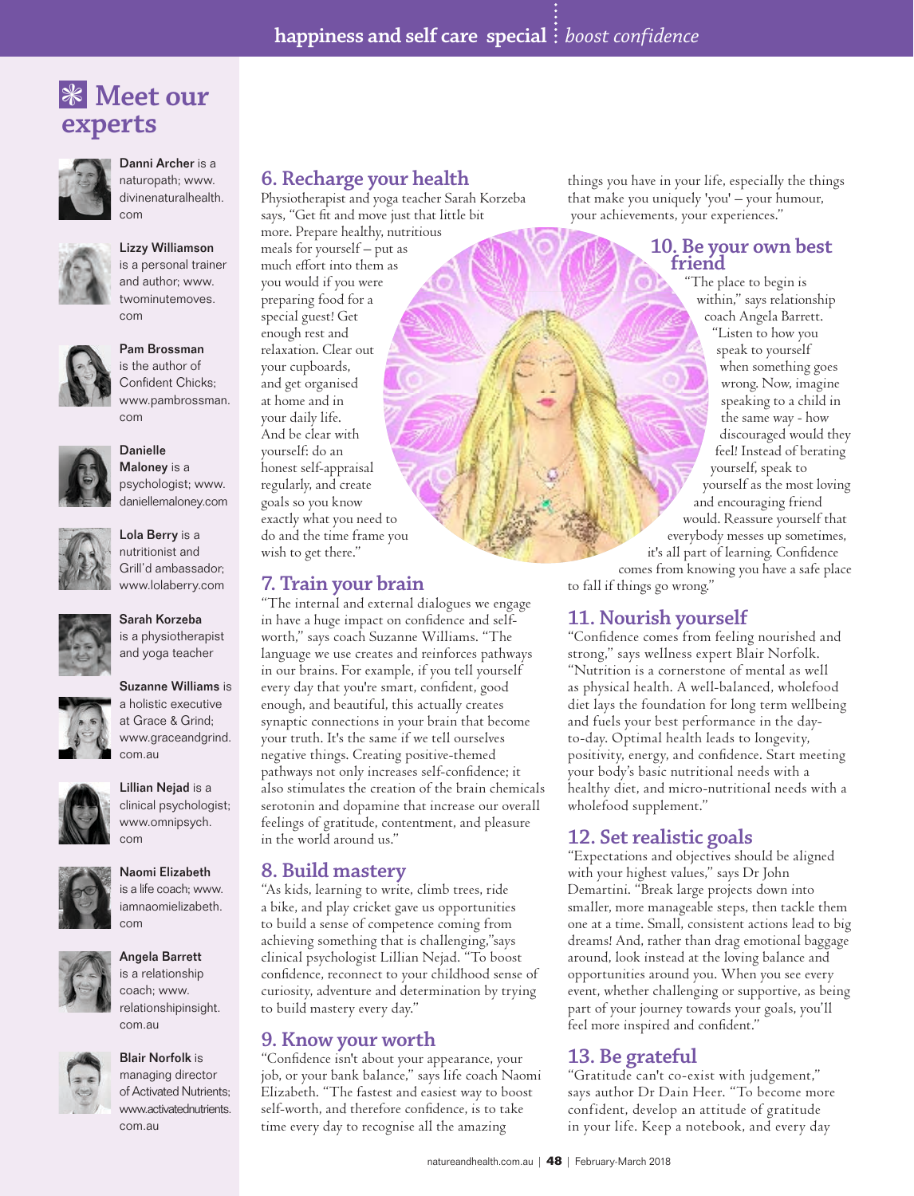## Meet our experts

**Danni Archer** is a naturopath; www.divinenaturalhealth.com

**Lizzy Williamson** is a personal trainer and author; www.twominutemoves.com

**Pam Brossman** is the author of Confident Chicks; www.pambrossman.com

**Danielle Maloney** is a psychologist; www.daniellemaloney.com

**Lola Berry** is a nutritionist and Grill'd ambassador; www.lolaberry.com

**Sarah Korzeba** is a physiotherapist and yoga teacher

**Suzanne Williams** is a holistic executive at Grace & Grind; www.graceandgrind.com.au

**Lillian Nejad** is a clinical psychologist; www.omnipsych.com

**Naomi Elizabeth** is a life coach; www.iamnaomielizabeth.com

**Angela Barrett** is a relationship coach; www.relationshipinsight.com.au

**Blair Norfolk** is managing director of Activated Nutrients; www.activatednutrients.com.au

## 6. Recharge your health

Physiotherapist and yoga teacher Sarah Korzeba says, "Get fit and move just that little bit more. Prepare healthy, nutritious meals for yourself – put as much effort into them as you would if you were preparing food for a special guest! Get enough rest and relaxation. Clear out your cupboards, and get organised at home and in your daily life. And be clear with yourself: do an honest self-appraisal regularly, and create goals so you know exactly what you need to do and the time frame you wish to get there."

## 7. Train your brain

"The internal and external dialogues we engage in have a huge impact on confidence and self-worth," says coach Suzanne Williams. "The language we use creates and reinforces pathways in our brains. For example, if you tell yourself every day that you're smart, confident, good enough, and beautiful, this actually creates synaptic connections in your brain that become your truth. It's the same if we tell ourselves negative things. Creating positive-themed pathways not only increases self-confidence; it also stimulates the creation of the brain chemicals serotonin and dopamine that increase our overall feelings of gratitude, contentment, and pleasure in the world around us."

## 8. Build mastery

"As kids, learning to write, climb trees, ride a bike, and play cricket gave us opportunities to build a sense of competence coming from achieving something that is challenging,"says clinical psychologist Lillian Nejad. "To boost confidence, reconnect to your childhood sense of curiosity, adventure and determination by trying to build mastery every day."

## 9. Know your worth

"Confidence isn't about your appearance, your job, or your bank balance," says life coach Naomi Elizabeth. "The fastest and easiest way to boost self-worth, and therefore confidence, is to take time every day to recognise all the amazing things you have in your life, especially the things that make you uniquely 'you' – your humour, your achievements, your experiences."

## 10. Be your own best friend

"The place to begin is within," says relationship coach Angela Barrett. "Listen to how you speak to yourself when something goes wrong. Now, imagine speaking to a child in the same way - how discouraged would they feel! Instead of berating yourself, speak to yourself as the most loving and encouraging friend would. Reassure yourself that everybody messes up sometimes, it's all part of learning. Confidence comes from knowing you have a safe place to fall if things go wrong."

## 11. Nourish yourself

"Confidence comes from feeling nourished and strong," says wellness expert Blair Norfolk. "Nutrition is a cornerstone of mental as well as physical health. A well-balanced, wholefood diet lays the foundation for long term wellbeing and fuels your best performance in the day-to-day. Optimal health leads to longevity, positivity, energy, and confidence. Start meeting your body's basic nutritional needs with a healthy diet, and micro-nutritional needs with a wholefood supplement."

## 12. Set realistic goals

"Expectations and objectives should be aligned with your highest values," says Dr John Demartini. "Break large projects down into smaller, more manageable steps, then tackle them one at a time. Small, consistent actions lead to big dreams! And, rather than drag emotional baggage around, look instead at the loving balance and opportunities around you. When you see every event, whether challenging or supportive, as being part of your journey towards your goals, you'll feel more inspired and confident."

## 13. Be grateful

"Gratitude can't co-exist with judgement," says author Dr Dain Heer. "To become more confident, develop an attitude of gratitude in your life. Keep a notebook, and every day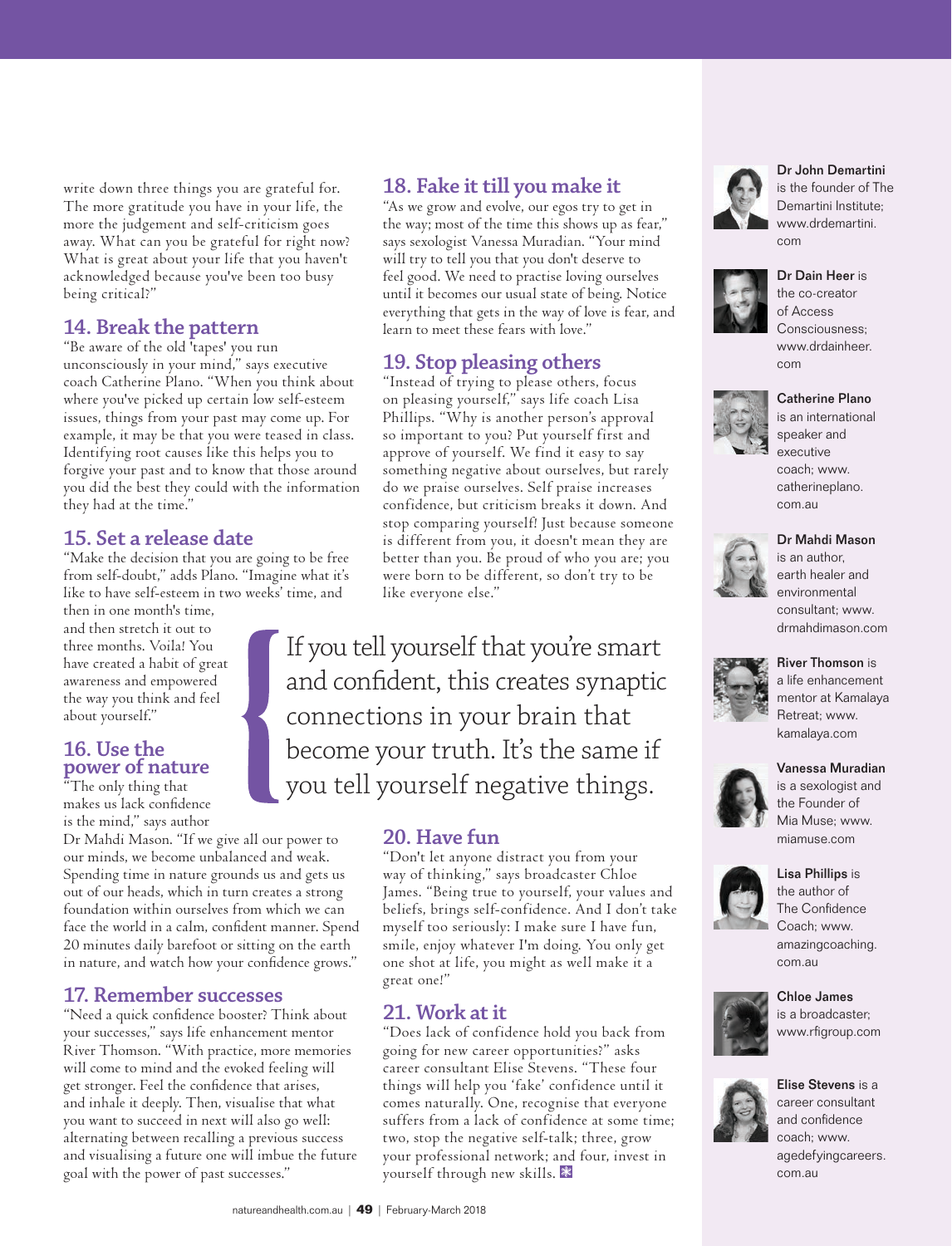write down three things you are grateful for. The more gratitude you have in your life, the more the judgement and self-criticism goes away. What can you be grateful for right now? What is great about your life that you haven't acknowledged because you've been too busy being critical?"

## 14. Break the pattern

"Be aware of the old 'tapes' you run unconsciously in your mind," says executive coach Catherine Plano. "When you think about where you've picked up certain low self-esteem issues, things from your past may come up. For example, it may be that you were teased in class. Identifying root causes like this helps you to forgive your past and to know that those around you did the best they could with the information they had at the time."

## 15. Set a release date

"Make the decision that you are going to be free from self-doubt," adds Plano. "Imagine what it's like to have self-esteem in two weeks' time, and then in one month's time, and then stretch it out to three months. Voila! You have created a habit of great awareness and empowered the way you think and feel about yourself."

## 16. Use the power of nature

"The only thing that makes us lack confidence is the mind," says author Dr Mahdi Mason. "If we give all our power to our minds, we become unbalanced and weak. Spending time in nature grounds us and gets us out of our heads, which in turn creates a strong foundation within ourselves from which we can face the world in a calm, confident manner. Spend 20 minutes daily barefoot or sitting on the earth in nature, and watch how your confidence grows."

## 17. Remember successes

"Need a quick confidence booster? Think about your successes," says life enhancement mentor River Thomson. "With practice, more memories will come to mind and the evoked feeling will get stronger. Feel the confidence that arises, and inhale it deeply. Then, visualise that what you want to succeed in next will also go well: alternating between recalling a previous success and visualising a future one will imbue the future goal with the power of past successes."

## 18. Fake it till you make it

"As we grow and evolve, our egos try to get in the way; most of the time this shows up as fear," says sexologist Vanessa Muradian. "Your mind will try to tell you that you don't deserve to feel good. We need to practise loving ourselves until it becomes our usual state of being. Notice everything that gets in the way of love is fear, and learn to meet these fears with love."

## 19. Stop pleasing others

"Instead of trying to please others, focus on pleasing yourself," says life coach Lisa Phillips. "Why is another person's approval so important to you? Put yourself first and approve of yourself. We find it easy to say something negative about ourselves, but rarely do we praise ourselves. Self praise increases confidence, but criticism breaks it down. And stop comparing yourself! Just because someone is different from you, it doesn't mean they are better than you. Be proud of who you are; you were born to be different, so don't try to be like everyone else."

> If you tell yourself that you're smart and confident, this creates synaptic connections in your brain that become your truth. It's the same if you tell yourself negative things.

## 20. Have fun

"Don't let anyone distract you from your way of thinking," says broadcaster Chloe James. "Being true to yourself, your values and beliefs, brings self-confidence. And I don't take myself too seriously: I make sure I have fun, smile, enjoy whatever I'm doing. You only get one shot at life, you might as well make it a great one!"

## 21. Work at it

"Does lack of confidence hold you back from going for new career opportunities?" asks career consultant Elise Stevens. "These four things will help you 'fake' confidence until it comes naturally. One, recognise that everyone suffers from a lack of confidence at some time; two, stop the negative self-talk; three, grow your professional network; and four, invest in yourself through new skills.

**Dr John Demartini** is the founder of The Demartini Institute; www.drdemartini.com

**Dr Dain Heer** is the co-creator of Access Consciousness; www.drdainheer.com

**Catherine Plano** is an international speaker and executive coach; www.catherineplano.com.au

**Dr Mahdi Mason** is an author, earth healer and environmental consultant; www.drmahdimason.com

**River Thomson** is a life enhancement mentor at Kamalaya Retreat; www.kamalaya.com

**Vanessa Muradian** is a sexologist and the Founder of Mia Muse; www.miamuse.com

**Lisa Phillips** is the author of The Confidence Coach; www.amazingcoaching.com.au

**Chloe James** is a broadcaster; www.rfigroup.com

**Elise Stevens** is a career consultant and confidence coach; www.agedefyingcareers.com.au